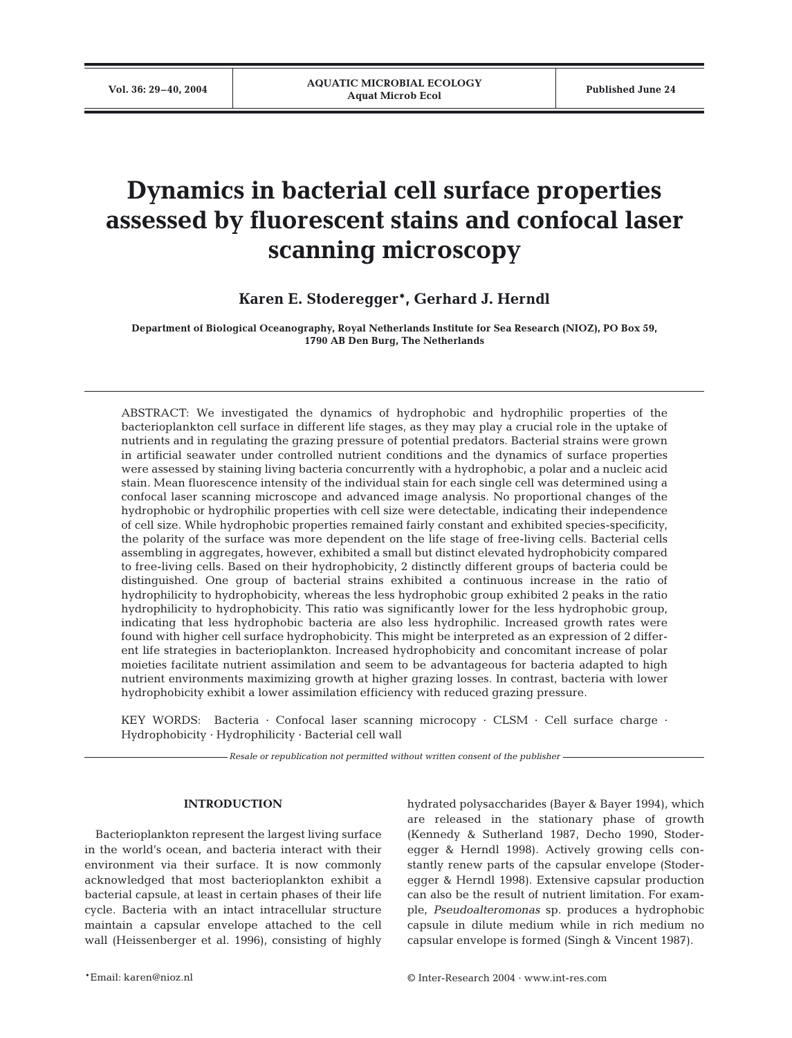# Dynamics in bacterial cell surface properties assessed by fluorescent stains and confocal laser scanning microscopy

**Karen E. Stoderegger*, Gerhard J. Herndl**

**Department of Biological Oceanography, Royal Netherlands Institute for Sea Research (NIOZ), PO Box 59, 1790 AB Den Burg, The Netherlands**

ABSTRACT: We investigated the dynamics of hydrophobic and hydrophilic properties of the bacterioplankton cell surface in different life stages, as they may play a crucial role in the uptake of nutrients and in regulating the grazing pressure of potential predators. Bacterial strains were grown in artificial seawater under controlled nutrient conditions and the dynamics of surface properties were assessed by staining living bacteria concurrently with a hydrophobic, a polar and a nucleic acid stain. Mean fluorescence intensity of the individual stain for each single cell was determined using a confocal laser scanning microscope and advanced image analysis. No proportional changes of the hydrophobic or hydrophilic properties with cell size were detectable, indicating their independence of cell size. While hydrophobic properties remained fairly constant and exhibited species-specificity, the polarity of the surface was more dependent on the life stage of free-living cells. Bacterial cells assembling in aggregates, however, exhibited a small but distinct elevated hydrophobicity compared to free-living cells. Based on their hydrophobicity, 2 distinctly different groups of bacteria could be distinguished. One group of bacterial strains exhibited a continuous increase in the ratio of hydrophilicity to hydrophobicity, whereas the less hydrophobic group exhibited 2 peaks in the ratio hydrophilicity to hydrophobicity. This ratio was significantly lower for the less hydrophobic group, indicating that less hydrophobic bacteria are also less hydrophilic. Increased growth rates were found with higher cell surface hydrophobicity. This might be interpreted as an expression of 2 different life strategies in bacterioplankton. Increased hydrophobicity and concomitant increase of polar moieties facilitate nutrient assimilation and seem to be advantageous for bacteria adapted to high nutrient environments maximizing growth at higher grazing losses. In contrast, bacteria with lower hydrophobicity exhibit a lower assimilation efficiency with reduced grazing pressure.

KEY WORDS: Bacteria · Confocal laser scanning microcopy · CLSM · Cell surface charge · Hydrophobicity · Hydrophilicity · Bacterial cell wall

*Resale or republication not permitted without written consent of the publisher*

## INTRODUCTION

Bacterioplankton represent the largest living surface in the world's ocean, and bacteria interact with their environment via their surface. It is now commonly acknowledged that most bacterioplankton exhibit a bacterial capsule, at least in certain phases of their life cycle. Bacteria with an intact intracellular structure maintain a capsular envelope attached to the cell wall (Heissenberger et al. 1996), consisting of highly hydrated polysaccharides (Bayer & Bayer 1994), which are released in the stationary phase of growth (Kennedy & Sutherland 1987, Decho 1990, Stoderegger & Herndl 1998). Actively growing cells constantly renew parts of the capsular envelope (Stoderegger & Herndl 1998). Extensive capsular production can also be the result of nutrient limitation. For example, *Pseudoalteromonas* sp. produces a hydrophobic capsule in dilute medium while in rich medium no capsular envelope is formed (Singh & Vincent 1987).

*Email: karen@nioz.nl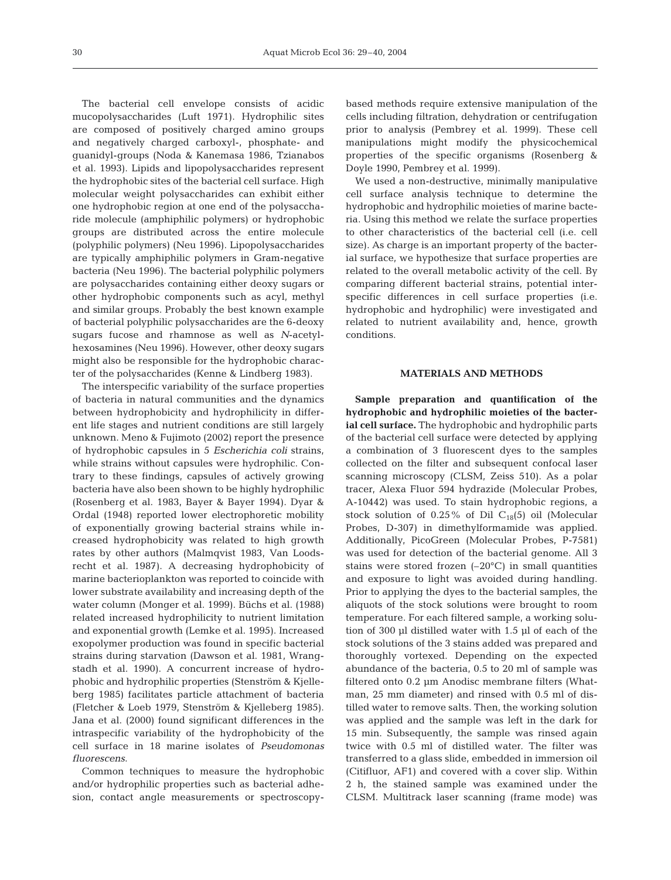The bacterial cell envelope consists of acidic mucopolysaccharides (Luft 1971). Hydrophilic sites are composed of positively charged amino groups and negatively charged carboxyl-, phosphate- and guanidyl-groups (Noda & Kanemasa 1986, Tzianabos et al. 1993). Lipids and lipopolysaccharides represent the hydrophobic sites of the bacterial cell surface. High molecular weight polysaccharides can exhibit either one hydrophobic region at one end of the polysaccharide molecule (amphiphilic polymers) or hydrophobic groups are distributed across the entire molecule (polyphilic polymers) (Neu 1996). Lipopolysaccharides are typically amphiphilic polymers in Gram-negative bacteria (Neu 1996). The bacterial polyphilic polymers are polysaccharides containing either deoxy sugars or other hydrophobic components such as acyl, methyl and similar groups. Probably the best known example of bacterial polyphilic polysaccharides are the 6-deoxy sugars fucose and rhamnose as well as *N*-acetylhexosamines (Neu 1996). However, other deoxy sugars might also be responsible for the hydrophobic character of the polysaccharides (Kenne & Lindberg 1983).

The interspecific variability of the surface properties of bacteria in natural communities and the dynamics between hydrophobicity and hydrophilicity in different life stages and nutrient conditions are still largely unknown. Meno & Fujimoto (2002) report the presence of hydrophobic capsules in 5 *Escherichia coli* strains, while strains without capsules were hydrophilic. Contrary to these findings, capsules of actively growing bacteria have also been shown to be highly hydrophilic (Rosenberg et al. 1983, Bayer & Bayer 1994). Dyar & Ordal (1948) reported lower electrophoretic mobility of exponentially growing bacterial strains while increased hydrophobicity was related to high growth rates by other authors (Malmqvist 1983, Van Loodsrecht et al. 1987). A decreasing hydrophobicity of marine bacterioplankton was reported to coincide with lower substrate availability and increasing depth of the water column (Monger et al. 1999). Büchs et al. (1988) related increased hydrophilicity to nutrient limitation and exponential growth (Lemke et al. 1995). Increased exopolymer production was found in specific bacterial strains during starvation (Dawson et al. 1981, Wrangstadh et al. 1990). A concurrent increase of hydrophobic and hydrophilic properties (Stenström & Kjelleberg 1985) facilitates particle attachment of bacteria (Fletcher & Loeb 1979, Stenström & Kjelleberg 1985). Jana et al. (2000) found significant differences in the intraspecific variability of the hydrophobicity of the cell surface in 18 marine isolates of *Pseudomonas fluorescens*.

Common techniques to measure the hydrophobic and/or hydrophilic properties such as bacterial adhesion, contact angle measurements or spectroscopy-based methods require extensive manipulation of the cells including filtration, dehydration or centrifugation prior to analysis (Pembrey et al. 1999). These cell manipulations might modify the physicochemical properties of the specific organisms (Rosenberg & Doyle 1990, Pembrey et al. 1999).

We used a non-destructive, minimally manipulative cell surface analysis technique to determine the hydrophobic and hydrophilic moieties of marine bacteria. Using this method we relate the surface properties to other characteristics of the bacterial cell (i.e. cell size). As charge is an important property of the bacterial surface, we hypothesize that surface properties are related to the overall metabolic activity of the cell. By comparing different bacterial strains, potential interspecific differences in cell surface properties (i.e. hydrophobic and hydrophilic) were investigated and related to nutrient availability and, hence, growth conditions.

## MATERIALS AND METHODS

**Sample preparation and quantification of the hydrophobic and hydrophilic moieties of the bacterial cell surface.** The hydrophobic and hydrophilic parts of the bacterial cell surface were detected by applying a combination of 3 fluorescent dyes to the samples collected on the filter and subsequent confocal laser scanning microscopy (CLSM, Zeiss 510). As a polar tracer, Alexa Fluor 594 hydrazide (Molecular Probes, A-10442) was used. To stain hydrophobic regions, a stock solution of 0.25% of DiI $C_{18}(5)$ oil (Molecular Probes, D-307) in dimethylformamide was applied. Additionally, PicoGreen (Molecular Probes, P-7581) was used for detection of the bacterial genome. All 3 stains were stored frozen (–20°C) in small quantities and exposure to light was avoided during handling. Prior to applying the dyes to the bacterial samples, the aliquots of the stock solutions were brought to room temperature. For each filtered sample, a working solution of 300 µl distilled water with 1.5 µl of each of the stock solutions of the 3 stains added was prepared and thoroughly vortexed. Depending on the expected abundance of the bacteria, 0.5 to 20 ml of sample was filtered onto 0.2 µm Anodisc membrane filters (Whatman, 25 mm diameter) and rinsed with 0.5 ml of distilled water to remove salts. Then, the working solution was applied and the sample was left in the dark for 15 min. Subsequently, the sample was rinsed again twice with 0.5 ml of distilled water. The filter was transferred to a glass slide, embedded in immersion oil (Citifluor, AF1) and covered with a cover slip. Within 2 h, the stained sample was examined under the CLSM. Multitrack laser scanning (frame mode) was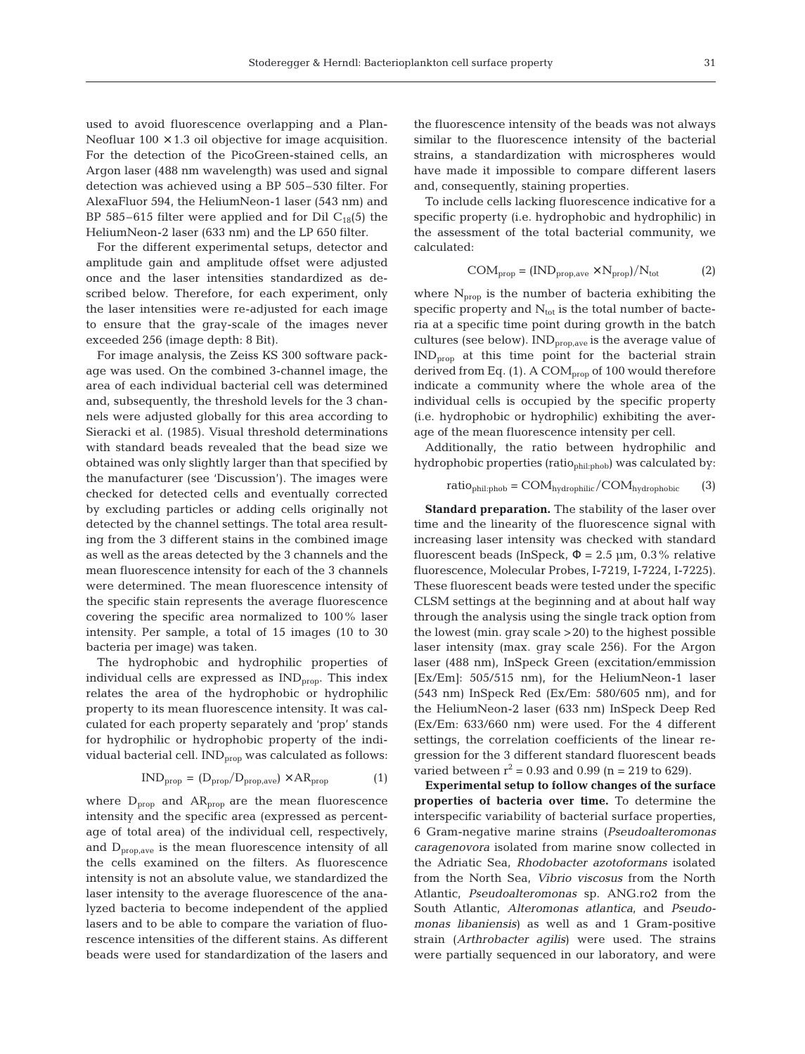used to avoid fluorescence overlapping and a Plan-Neofluar 100 × 1.3 oil objective for image acquisition. For the detection of the PicoGreen-stained cells, an Argon laser (488 nm wavelength) was used and signal detection was achieved using a BP 505–530 filter. For AlexaFluor 594, the HeliumNeon-1 laser (543 nm) and BP 585–615 filter were applied and for DiI $C_{18}(5)$ the HeliumNeon-2 laser (633 nm) and the LP 650 filter.

For the different experimental setups, detector and amplitude gain and amplitude offset were adjusted once and the laser intensities standardized as described below. Therefore, for each experiment, only the laser intensities were re-adjusted for each image to ensure that the gray-scale of the images never exceeded 256 (image depth: 8 Bit).

For image analysis, the Zeiss KS 300 software package was used. On the combined 3-channel image, the area of each individual bacterial cell was determined and, subsequently, the threshold levels for the 3 channels were adjusted globally for this area according to Sieracki et al. (1985). Visual threshold determinations with standard beads revealed that the bead size we obtained was only slightly larger than that specified by the manufacturer (see 'Discussion'). The images were checked for detected cells and eventually corrected by excluding particles or adding cells originally not detected by the channel settings. The total area resulting from the 3 different stains in the combined image as well as the areas detected by the 3 channels and the mean fluorescence intensity for each of the 3 channels were determined. The mean fluorescence intensity of the specific stain represents the average fluorescence covering the specific area normalized to 100% laser intensity. Per sample, a total of 15 images (10 to 30 bacteria per image) was taken.

The hydrophobic and hydrophilic properties of individual cells are expressed as $IND_{prop}$. This index relates the area of the hydrophobic or hydrophilic property to its mean fluorescence intensity. It was calculated for each property separately and 'prop' stands for hydrophilic or hydrophobic property of the individual bacterial cell. $IND_{prop}$ was calculated as follows:

$$IND_{prop} = (D_{prop}/D_{prop,ave}) \times AR_{prop} \qquad (1)$$

where $D_{prop}$ and $AR_{prop}$ are the mean fluorescence intensity and the specific area (expressed as percentage of total area) of the individual cell, respectively, and $D_{prop,ave}$ is the mean fluorescence intensity of all the cells examined on the filters. As fluorescence intensity is not an absolute value, we standardized the laser intensity to the average fluorescence of the analyzed bacteria to become independent of the applied lasers and to be able to compare the variation of fluorescence intensities of the different stains. As different beads were used for standardization of the lasers and the fluorescence intensity of the beads was not always similar to the fluorescence intensity of the bacterial strains, a standardization with microspheres would have made it impossible to compare different lasers and, consequently, staining properties.

To include cells lacking fluorescence indicative for a specific property (i.e. hydrophobic and hydrophilic) in the assessment of the total bacterial community, we calculated:

$$COM_{prop} = (IND_{prop,ave} \times N_{prop})/N_{tot} \qquad (2)$$

where $N_{prop}$ is the number of bacteria exhibiting the specific property and $N_{tot}$ is the total number of bacteria at a specific time point during growth in the batch cultures (see below). $IND_{prop,ave}$ is the average value of $IND_{prop}$ at this time point for the bacterial strain derived from Eq. (1). A $COM_{prop}$ of 100 would therefore indicate a community where the whole area of the individual cells is occupied by the specific property (i.e. hydrophobic or hydrophilic) exhibiting the average of the mean fluorescence intensity per cell.

Additionally, the ratio between hydrophilic and hydrophobic properties ($ratio_{phil:phob}$) was calculated by:

$$ratio_{phil:phob} = COM_{hydrophilic}/COM_{hydrophobic} \qquad (3)$$

**Standard preparation.** The stability of the laser over time and the linearity of the fluorescence signal with increasing laser intensity was checked with standard fluorescent beads (InSpeck, $\Phi$ = 2.5 µm, 0.3% relative fluorescence, Molecular Probes, I-7219, I-7224, I-7225). These fluorescent beads were tested under the specific CLSM settings at the beginning and at about half way through the analysis using the single track option from the lowest (min. gray scale >20) to the highest possible laser intensity (max. gray scale 256). For the Argon laser (488 nm), InSpeck Green (excitation/emmission [Ex/Em]: 505/515 nm), for the HeliumNeon-1 laser (543 nm) InSpeck Red (Ex/Em: 580/605 nm), and for the HeliumNeon-2 laser (633 nm) InSpeck Deep Red (Ex/Em: 633/660 nm) were used. For the 4 different settings, the correlation coefficients of the linear regression for the 3 different standard fluorescent beads varied between $r^2$ = 0.93 and 0.99 (n = 219 to 629).

**Experimental setup to follow changes of the surface properties of bacteria over time.** To determine the interspecific variability of bacterial surface properties, 6 Gram-negative marine strains (*Pseudoalteromonas caragenovora* isolated from marine snow collected in the Adriatic Sea, *Rhodobacter azotoformans* isolated from the North Sea, *Vibrio viscosus* from the North Atlantic, *Pseudoalteromonas* sp. ANG.ro2 from the South Atlantic, *Alteromonas atlantica*, and *Pseudomonas libaniensis*) as well as and 1 Gram-positive strain (*Arthrobacter agilis*) were used. The strains were partially sequenced in our laboratory, and were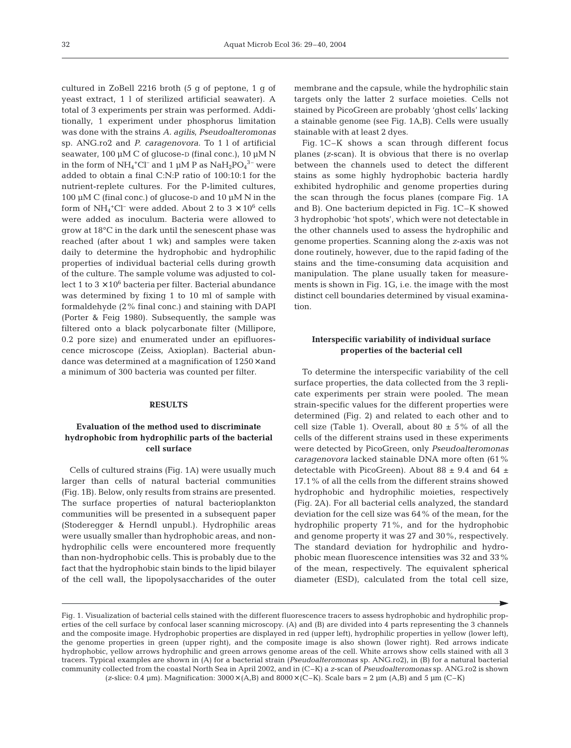cultured in ZoBell 2216 broth (5 g of peptone, 1 g of yeast extract, 1 l of sterilized artificial seawater). A total of 3 experiments per strain was performed. Additionally, 1 experiment under phosphorus limitation was done with the strains *A. agilis*, *Pseudoalteromonas* sp. ANG.ro2 and *P. caragenovora*. To 1 l of artificial seawater, 100 µM C of glucose-D (final conc.), 10 µM N in the form of $NH_4^+Cl^-$ and 1 µM P as $NaH_2PO_4^{3-}$ were added to obtain a final C:N:P ratio of 100:10:1 for the nutrient-replete cultures. For the P-limited cultures, 100 µM C (final conc.) of glucose-D and 10 µM N in the form of $NH_4^+Cl^-$ were added. About 2 to 3 $\times 10^6$ cells were added as inoculum. Bacteria were allowed to grow at 18°C in the dark until the senescent phase was reached (after about 1 wk) and samples were taken daily to determine the hydrophobic and hydrophilic properties of individual bacterial cells during growth of the culture. The sample volume was adjusted to collect 1 to 3 $\times 10^6$ bacteria per filter. Bacterial abundance was determined by fixing 1 to 10 ml of sample with formaldehyde (2% final conc.) and staining with DAPI (Porter & Feig 1980). Subsequently, the sample was filtered onto a black polycarbonate filter (Millipore, 0.2 pore size) and enumerated under an epifluorescence microscope (Zeiss, Axioplan). Bacterial abundance was determined at a magnification of 1250× and a minimum of 300 bacteria was counted per filter.

## RESULTS

### Evaluation of the method used to discriminate hydrophobic from hydrophilic parts of the bacterial cell surface

Cells of cultured strains (Fig. 1A) were usually much larger than cells of natural bacterial communities (Fig. 1B). Below, only results from strains are presented. The surface properties of natural bacterioplankton communities will be presented in a subsequent paper (Stoderegger & Herndl unpubl.). Hydrophilic areas were usually smaller than hydrophobic areas, and non-hydrophilic cells were encountered more frequently than non-hydrophobic cells. This is probably due to the fact that the hydrophobic stain binds to the lipid bilayer of the cell wall, the lipopolysaccharides of the outer membrane and the capsule, while the hydrophilic stain targets only the latter 2 surface moieties. Cells not stained by PicoGreen are probably 'ghost cells' lacking a stainable genome (see Fig. 1A,B). Cells were usually stainable with at least 2 dyes.

Fig. 1C–K shows a scan through different focus planes (*z*-scan). It is obvious that there is no overlap between the channels used to detect the different stains as some highly hydrophobic bacteria hardly exhibited hydrophilic and genome properties during the scan through the focus planes (compare Fig. 1A and B). One bacterium depicted in Fig. 1C–K showed 3 hydrophobic 'hot spots', which were not detectable in the other channels used to assess the hydrophilic and genome properties. Scanning along the *z*-axis was not done routinely, however, due to the rapid fading of the stains and the time-consuming data acquisition and manipulation. The plane usually taken for measurements is shown in Fig. 1G, i.e. the image with the most distinct cell boundaries determined by visual examination.

### Interspecific variability of individual surface properties of the bacterial cell

To determine the interspecific variability of the cell surface properties, the data collected from the 3 replicate experiments per strain were pooled. The mean strain-specific values for the different properties were determined (Fig. 2) and related to each other and to cell size (Table 1). Overall, about 80 ± 5% of all the cells of the different strains used in these experiments were detected by PicoGreen, only *Pseudoalteromonas caragenovora* lacked stainable DNA more often (61% detectable with PicoGreen). About 88 ± 9.4 and 64 ± 17.1% of all the cells from the different strains showed hydrophobic and hydrophilic moieties, respectively (Fig. 2A). For all bacterial cells analyzed, the standard deviation for the cell size was 64% of the mean, for the hydrophilic property 71%, and for the hydrophobic and genome property it was 27 and 30%, respectively. The standard deviation for hydrophilic and hydrophobic mean fluorescence intensities was 32 and 33% of the mean, respectively. The equivalent spherical diameter (ESD), calculated from the total cell size,

Fig. 1. Visualization of bacterial cells stained with the different fluorescence tracers to assess hydrophobic and hydrophilic properties of the cell surface by confocal laser scanning microscopy. (A) and (B) are divided into 4 parts representing the 3 channels and the composite image. Hydrophobic properties are displayed in red (upper left), hydrophilic properties in yellow (lower left), the genome properties in green (upper right), and the composite image is also shown (lower right). Red arrows indicate hydrophobic, yellow arrows hydrophilic and green arrows genome areas of the cell. White arrows show cells stained with all 3 tracers. Typical examples are shown in (A) for a bacterial strain (*Pseudoalteromonas* sp. ANG.ro2), in (B) for a natural bacterial community collected from the coastal North Sea in April 2002, and in (C–K) a *z*-scan of *Pseudoalteromonas* sp. ANG.ro2 is shown (*z*-slice: 0.4 µm). Magnification: 3000× (A,B) and 8000× (C–K). Scale bars = 2 µm (A,B) and 5 µm (C–K)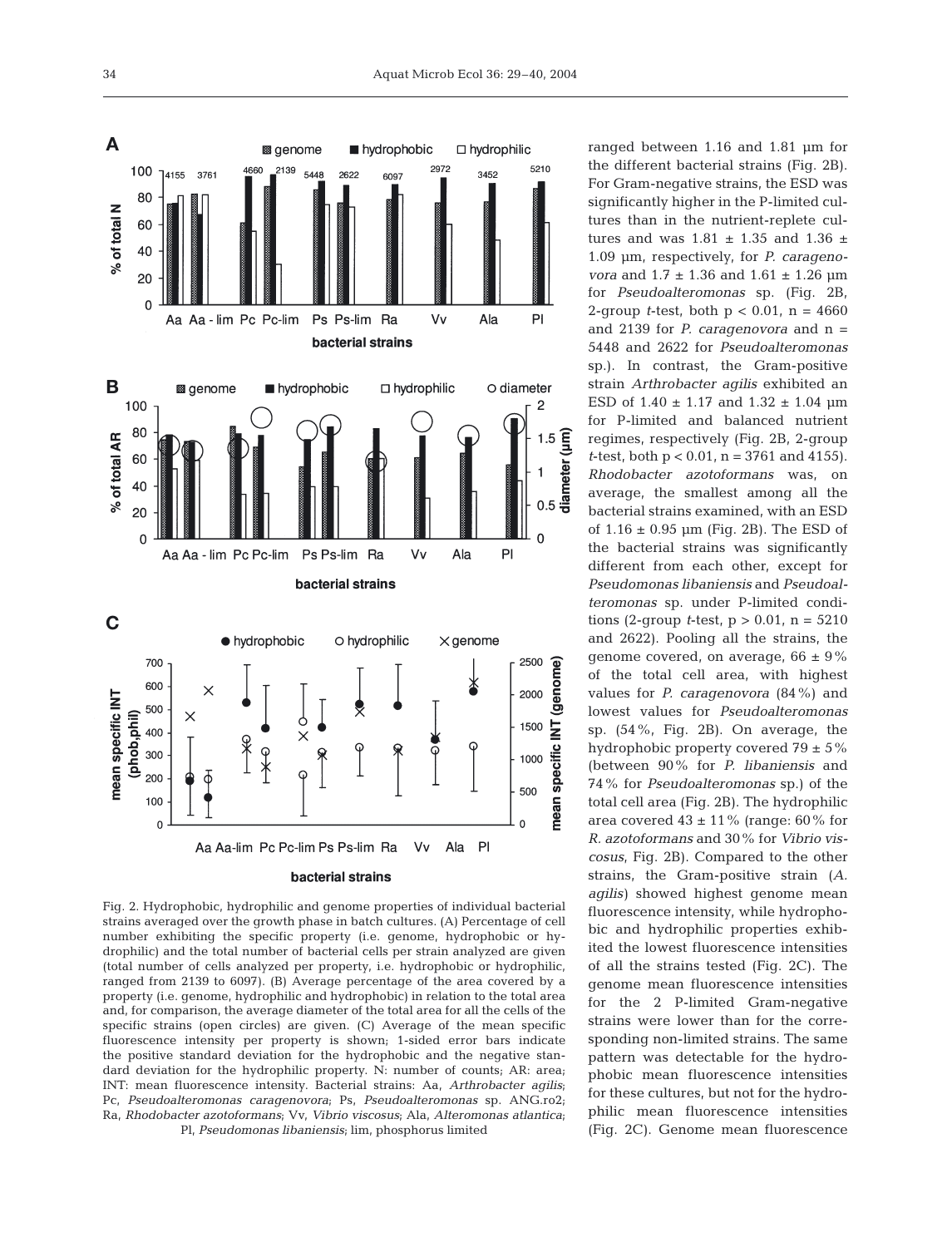Fig. 2. Hydrophobic, hydrophilic and genome properties of individual bacterial strains averaged over the growth phase in batch cultures. (A) Percentage of cell number exhibiting the specific property (i.e. genome, hydrophobic or hydrophilic) and the total number of bacterial cells per strain analyzed are given (total number of cells analyzed per property, i.e. hydrophobic or hydrophilic, ranged from 2139 to 6097). (B) Average percentage of the area covered by a property (i.e. genome, hydrophilic and hydrophobic) in relation to the total area and, for comparison, the average diameter of the total area for all the cells of the specific strains (open circles) are given. (C) Average of the mean specific fluorescence intensity per property is shown; 1-sided error bars indicate the positive standard deviation for the hydrophobic and the negative standard deviation for the hydrophilic property. N: number of counts; AR: area; INT: mean fluorescence intensity. Bacterial strains: Aa, *Arthrobacter agilis*; Pc, *Pseudoalteromonas caragenovora*; Ps, *Pseudoalteromonas* sp. ANG.ro2; Ra, *Rhodobacter azotoformans*; Vv, *Vibrio viscosus*; Ala, *Alteromonas atlantica*; Pl, *Pseudomonas libaniensis*; lim, phosphorus limited

ranged between 1.16 and 1.81 µm for the different bacterial strains (Fig. 2B). For Gram-negative strains, the ESD was significantly higher in the P-limited cultures than in the nutrient-replete cultures and was 1.81 ± 1.35 and 1.36 ± 1.09 µm, respectively, for *P. caragenovora* and 1.7 ± 1.36 and 1.61 ± 1.26 µm for *Pseudoalteromonas* sp. (Fig. 2B, 2-group *t*-test, both $p < 0.01$, n = 4660 and 2139 for *P. caragenovora* and n = 5448 and 2622 for *Pseudoalteromonas* sp.). In contrast, the Gram-positive strain *Arthrobacter agilis* exhibited an ESD of 1.40 ± 1.17 and 1.32 ± 1.04 µm for P-limited and balanced nutrient regimes, respectively (Fig. 2B, 2-group *t*-test, both $p < 0.01$, n = 3761 and 4155). *Rhodobacter azotoformans* was, on average, the smallest among all the bacterial strains examined, with an ESD of 1.16 ± 0.95 µm (Fig. 2B). The ESD of the bacterial strains was significantly different from each other, except for *Pseudomonas libaniensis* and *Pseudoalteromonas* sp. under P-limited conditions (2-group *t*-test, $p > 0.01$, n = 5210 and 2622). Pooling all the strains, the genome covered, on average, 66 ± 9% of the total cell area, with highest values for *P. caragenovora* (84%) and lowest values for *Pseudoalteromonas* sp. (54%, Fig. 2B). On average, the hydrophobic property covered 79 ± 5% (between 90% for *P. libaniensis* and 74% for *Pseudoalteromonas* sp.) of the total cell area (Fig. 2B). The hydrophilic area covered 43 ± 11% (range: 60% for *R. azotoformans* and 30% for *Vibrio viscosus*, Fig. 2B). Compared to the other strains, the Gram-positive strain (*A. agilis*) showed highest genome mean fluorescence intensity, while hydrophobic and hydrophilic properties exhibited the lowest fluorescence intensities of all the strains tested (Fig. 2C). The genome mean fluorescence intensities for the 2 P-limited Gram-negative strains were lower than for the corresponding non-limited strains. The same pattern was detectable for the hydrophobic mean fluorescence intensities for these cultures, but not for the hydrophilic mean fluorescence intensities (Fig. 2C). Genome mean fluorescence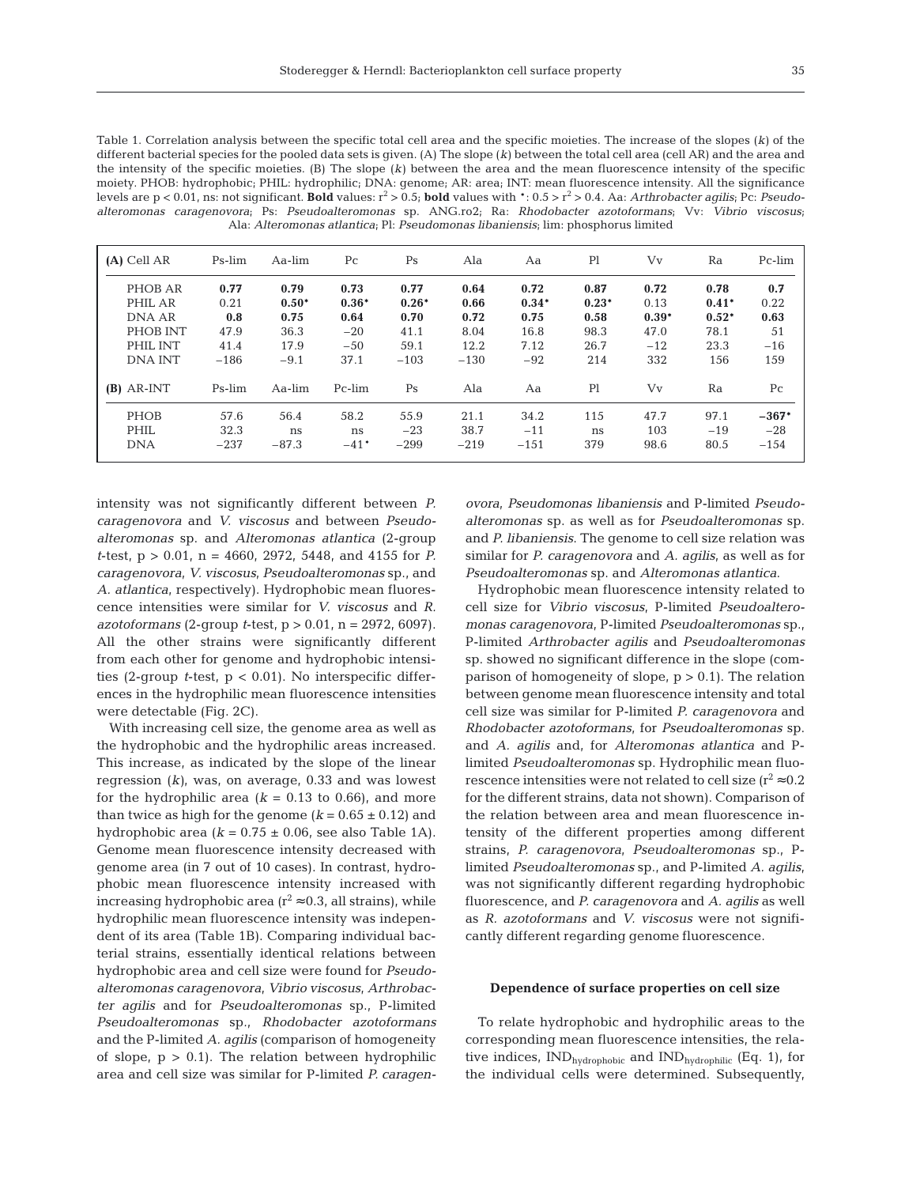Table 1. Correlation analysis between the specific total cell area and the specific moieties. The increase of the slopes (*k*) of the different bacterial species for the pooled data sets is given. (A) The slope (*k*) between the total cell area (cell AR) and the area and the intensity of the specific moieties. (B) The slope (*k*) between the area and the mean fluorescence intensity of the specific moiety. PHOB: hydrophobic; PHIL: hydrophilic; DNA: genome; AR: area; INT: mean fluorescence intensity. All the significance levels are $p < 0.01$, ns: not significant. **Bold** values: $r^2 > 0.5$; **bold** values with *: $0.5 > r^2 > 0.4$. Aa: *Arthrobacter agilis*; Pc: *Pseudoalteromonas caragenovora*; Ps: *Pseudoalteromonas* sp. ANG.ro2; Ra: *Rhodobacter azotoformans*; Vv: *Vibrio viscosus*; Ala: *Alteromonas atlantica*; Pl: *Pseudomonas libaniensis*; lim: phosphorus limited

| (A) Cell AR | Ps-lim | Aa-lim | Pc | Ps | Ala | Aa | Pl | Vv | Ra | Pc-lim |
|---|---|---|---|---|---|---|---|---|---|---|
| PHOB AR | **0.77** | **0.79** | **0.73** | **0.77** | **0.64** | **0.72** | **0.87** | **0.72** | **0.78** | **0.7** |
| PHIL AR | 0.21 | **0.50*** | **0.36*** | **0.26*** | **0.66** | **0.34*** | **0.23*** | 0.13 | **0.41*** | 0.22 |
| DNA AR | **0.8** | **0.75** | **0.64** | **0.70** | **0.72** | **0.75** | **0.58** | **0.39*** | **0.52*** | **0.63** |
| PHOB INT | 47.9 | 36.3 | −20 | 41.1 | 8.04 | 16.8 | 98.3 | 47.0 | 78.1 | 51 |
| PHIL INT | 41.4 | 17.9 | −50 | 59.1 | 12.2 | 7.12 | 26.7 | −12 | 23.3 | −16 |
| DNA INT | −186 | −9.1 | 37.1 | −103 | −130 | −92 | 214 | 332 | 156 | 159 |
| **(B) AR-INT** | **Ps-lim** | **Aa-lim** | **Pc-lim** | **Ps** | **Ala** | **Aa** | **Pl** | **Vv** | **Ra** | **Pc** |
| PHOB | 57.6 | 56.4 | 58.2 | 55.9 | 21.1 | 34.2 | 115 | 47.7 | 97.1 | **−367*** |
| PHIL | 32.3 | ns | ns | −23 | 38.7 | −11 | ns | 103 | −19 | −28 |
| DNA | −237 | −87.3 | −41* | −299 | −219 | −151 | 379 | 98.6 | 80.5 | −154 |

intensity was not significantly different between *P. caragenovora* and *V. viscosus* and between *Pseudoalteromonas* sp. and *Alteromonas atlantica* (2-group *t*-test, $p > 0.01$, $n = 4660$, 2972, 5448, and 4155 for *P. caragenovora*, *V. viscosus*, *Pseudoalteromonas* sp., and *A. atlantica*, respectively). Hydrophobic mean fluorescence intensities were similar for *V. viscosus* and *R. azotoformans* (2-group *t*-test, $p > 0.01$, $n = 2972$, 6097). All the other strains were significantly different from each other for genome and hydrophobic intensities (2-group *t*-test, $p < 0.01$). No interspecific differences in the hydrophilic mean fluorescence intensities were detectable (Fig. 2C).

With increasing cell size, the genome area as well as the hydrophobic and the hydrophilic areas increased. This increase, as indicated by the slope of the linear regression (*k*), was, on average, 0.33 and was lowest for the hydrophilic area ($k = 0.13$ to 0.66), and more than twice as high for the genome ($k = 0.65 \pm 0.12$) and hydrophobic area ($k = 0.75 \pm 0.06$, see also Table 1A). Genome mean fluorescence intensity decreased with genome area (in 7 out of 10 cases). In contrast, hydrophobic mean fluorescence intensity increased with increasing hydrophobic area ($r^2 \approx 0.3$, all strains), while hydrophilic mean fluorescence intensity was independent of its area (Table 1B). Comparing individual bacterial strains, essentially identical relations between hydrophobic area and cell size were found for *Pseudoalteromonas caragenovora*, *Vibrio viscosus*, *Arthrobacter agilis* and for *Pseudoalteromonas* sp., P-limited *Pseudoalteromonas* sp., *Rhodobacter azotoformans* and the P-limited *A. agilis* (comparison of homogeneity of slope, $p > 0.1$). The relation between hydrophilic area and cell size was similar for P-limited *P. caragenovora*, *Pseudomonas libaniensis* and P-limited *Pseudoalteromonas* sp. as well as for *Pseudoalteromonas* sp. and *P. libaniensis*. The genome to cell size relation was similar for *P. caragenovora* and *A. agilis*, as well as for *Pseudoalteromonas* sp. and *Alteromonas atlantica*.

Hydrophobic mean fluorescence intensity related to cell size for *Vibrio viscosus*, P-limited *Pseudoalteromonas caragenovora*, P-limited *Pseudoalteromonas* sp., P-limited *Arthrobacter agilis* and *Pseudoalteromonas* sp. showed no significant difference in the slope (comparison of homogeneity of slope, $p > 0.1$). The relation between genome mean fluorescence intensity and total cell size was similar for P-limited *P. caragenovora* and *Rhodobacter azotoformans*, for *Pseudoalteromonas* sp. and *A. agilis* and, for *Alteromonas atlantica* and P-limited *Pseudoalteromonas* sp. Hydrophilic mean fluorescence intensities were not related to cell size ($r^2 \approx 0.2$ for the different strains, data not shown). Comparison of the relation between area and mean fluorescence intensity of the different properties among different strains, *P. caragenovora*, *Pseudoalteromonas* sp., P-limited *Pseudoalteromonas* sp., and P-limited *A. agilis*, was not significantly different regarding hydrophobic fluorescence, and *P. caragenovora* and *A. agilis* as well as *R. azotoformans* and *V. viscosus* were not significantly different regarding genome fluorescence.

## Dependence of surface properties on cell size

To relate hydrophobic and hydrophilic areas to the corresponding mean fluorescence intensities, the relative indices, $IND_{hydrophobic}$ and $IND_{hydrophilic}$ (Eq. 1), for the individual cells were determined. Subsequently,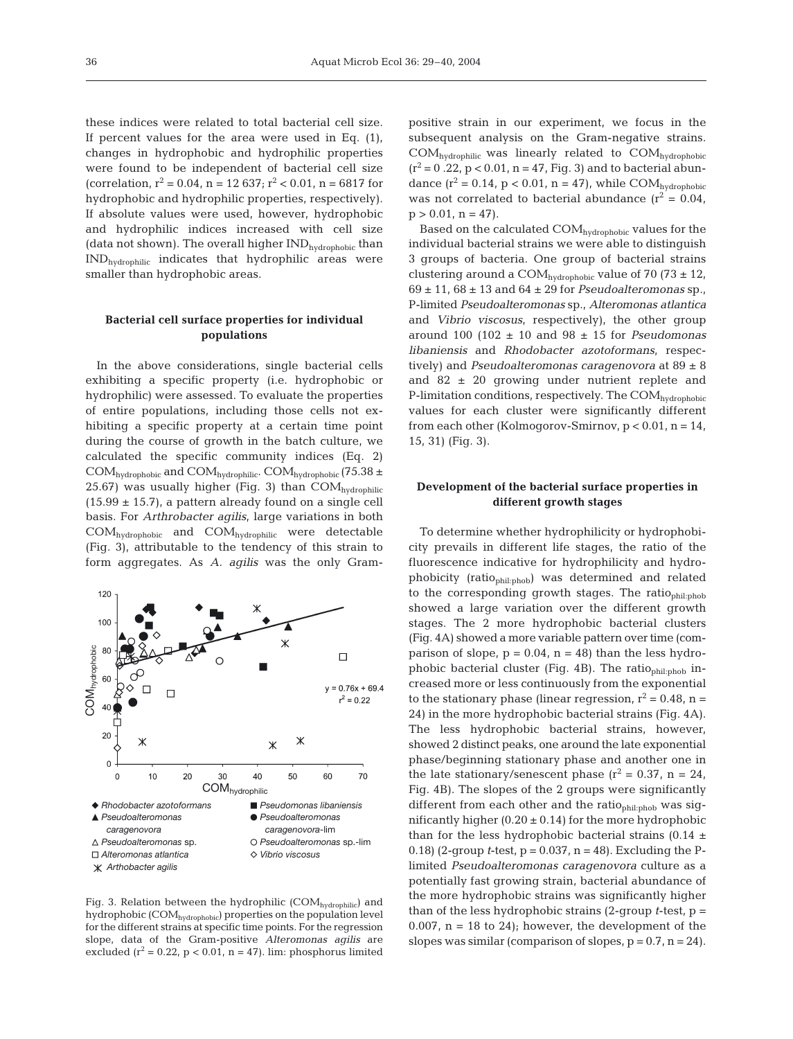these indices were related to total bacterial cell size. If percent values for the area were used in Eq. (1), changes in hydrophobic and hydrophilic properties were found to be independent of bacterial cell size (correlation, $r^2 = 0.04$, $n = 12\,637$; $r^2 < 0.01$, $n = 6817$ for hydrophobic and hydrophilic properties, respectively). If absolute values were used, however, hydrophobic and hydrophilic indices increased with cell size (data not shown). The overall higher $IND_{hydrophobic}$ than $IND_{hydrophilic}$ indicates that hydrophilic areas were smaller than hydrophobic areas.

### Bacterial cell surface properties for individual populations

In the above considerations, single bacterial cells exhibiting a specific property (i.e. hydrophobic or hydrophilic) were assessed. To evaluate the properties of entire populations, including those cells not exhibiting a specific property at a certain time point during the course of growth in the batch culture, we calculated the specific community indices (Eq. 2) $COM_{hydrophobic}$ and $COM_{hydrophilic}$. $COM_{hydrophobic}$ ($75.38 \pm 25.67$) was usually higher (Fig. 3) than $COM_{hydrophilic}$ ($15.99 \pm 15.7$), a pattern already found on a single cell basis. For *Arthrobacter agilis*, large variations in both $COM_{hydrophobic}$ and $COM_{hydrophilic}$ were detectable (Fig. 3), attributable to the tendency of this strain to form aggregates. As *A. agilis* was the only Gram-positive strain in our experiment, we focus in the subsequent analysis on the Gram-negative strains. $COM_{hydrophilic}$ was linearly related to $COM_{hydrophobic}$ ($r^2 = 0.22$, $p < 0.01$, $n = 47$, Fig. 3) and to bacterial abundance ($r^2 = 0.14$, $p < 0.01$, $n = 47$), while $COM_{hydrophobic}$ was not correlated to bacterial abundance ($r^2 = 0.04$, $p > 0.01$, $n = 47$).

Based on the calculated $COM_{hydrophobic}$ values for the individual bacterial strains we were able to distinguish 3 groups of bacteria. One group of bacterial strains clustering around a $COM_{hydrophobic}$ value of 70 ($73 \pm 12$, $69 \pm 11$, $68 \pm 13$ and $64 \pm 29$ for *Pseudoalteromonas* sp., P-limited *Pseudoalteromonas* sp., *Alteromonas atlantica* and *Vibrio viscosus*, respectively), the other group around 100 ($102 \pm 10$ and $98 \pm 15$ for *Pseudomonas libaniensis* and *Rhodobacter azotoformans*, respectively) and *Pseudoalteromonas caragenovora* at $89 \pm 8$ and $82 \pm 20$ growing under nutrient replete and P-limitation conditions, respectively. The $COM_{hydrophobic}$ values for each cluster were significantly different from each other (Kolmogorov-Smirnov, $p < 0.01$, $n = 14$, 15, 31) (Fig. 3).

Fig. 3. Relation between the hydrophilic ($COM_{hydrophilic}$) and hydrophobic ($COM_{hydrophobic}$) properties on the population level for the different strains at specific time points. For the regression slope, data of the Gram-positive *Alteromonas agilis* are excluded ($r^2 = 0.22$, $p < 0.01$, $n = 47$). lim: phosphorus limited

### Development of the bacterial surface properties in different growth stages

To determine whether hydrophilicity or hydrophobicity prevails in different life stages, the ratio of the fluorescence indicative for hydrophilicity and hydrophobicity ($ratio_{phil:phob}$) was determined and related to the corresponding growth stages. The $ratio_{phil:phob}$ showed a large variation over the different growth stages. The 2 more hydrophobic bacterial clusters (Fig. 4A) showed a more variable pattern over time (comparison of slope, $p = 0.04$, $n = 48$) than the less hydrophobic bacterial cluster (Fig. 4B). The $ratio_{phil:phob}$ increased more or less continuously from the exponential to the stationary phase (linear regression, $r^2 = 0.48$, $n = 24$) in the more hydrophobic bacterial strains (Fig. 4A). The less hydrophobic bacterial strains, however, showed 2 distinct peaks, one around the late exponential phase/beginning stationary phase and another one in the late stationary/senescent phase ($r^2 = 0.37$, $n = 24$, Fig. 4B). The slopes of the 2 groups were significantly different from each other and the $ratio_{phil:phob}$ was significantly higher ($0.20 \pm 0.14$) for the more hydrophobic than for the less hydrophobic bacterial strains ($0.14 \pm 0.18$) (2-group *t*-test, $p = 0.037$, $n = 48$). Excluding the P-limited *Pseudoalteromonas caragenovora* culture as a potentially fast growing strain, bacterial abundance of the more hydrophobic strains was significantly higher than of the less hydrophobic strains (2-group *t*-test, $p = 0.007$, $n = 18$ to 24); however, the development of the slopes was similar (comparison of slopes, $p = 0.7$, $n = 24$).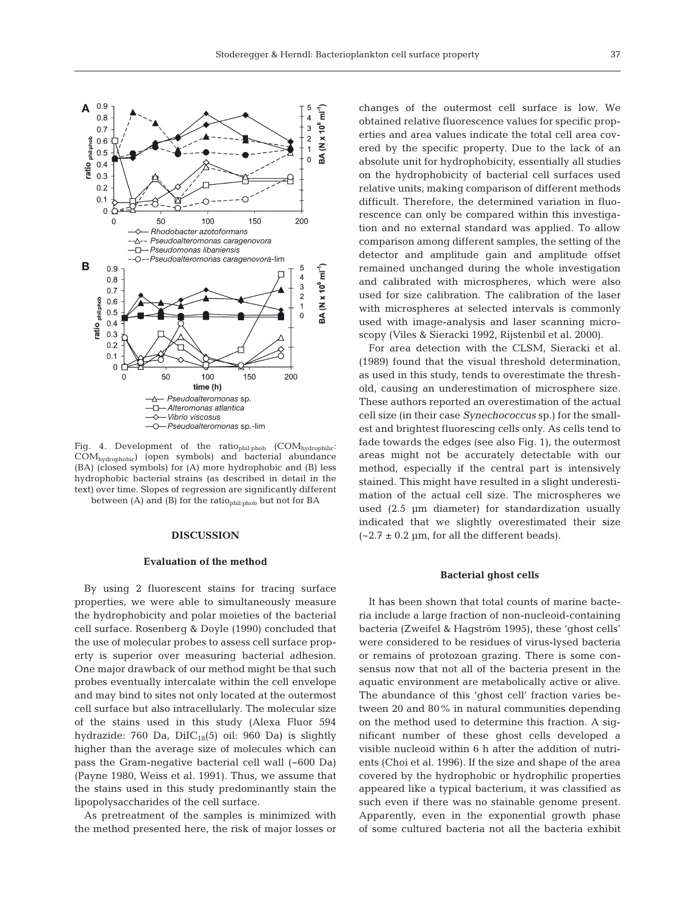Fig. 4. Development of the $ratio_{phil:phob}$ ($COM_{hydrophilic}$: $COM_{hydrophobic}$) (open symbols) and bacterial abundance (BA) (closed symbols) for (A) more hydrophobic and (B) less hydrophobic bacterial strains (as described in detail in the text) over time. Slopes of regression are significantly different between (A) and (B) for the $ratio_{phil:phob}$ but not for BA

## DISCUSSION

### Evaluation of the method

By using 2 fluorescent stains for tracing surface properties, we were able to simultaneously measure the hydrophobicity and polar moieties of the bacterial cell surface. Rosenberg & Doyle (1990) concluded that the use of molecular probes to assess cell surface property is superior over measuring bacterial adhesion. One major drawback of our method might be that such probes eventually intercalate within the cell envelope and may bind to sites not only located at the outermost cell surface but also intracellularly. The molecular size of the stains used in this study (Alexa Fluor 594 hydrazide: 760 Da, $DiIC_{18}(5)$ oil: 960 Da) is slightly higher than the average size of molecules which can pass the Gram-negative bacterial cell wall (~600 Da) (Payne 1980, Weiss et al. 1991). Thus, we assume that the stains used in this study predominantly stain the lipopolysaccharides of the cell surface.

As pretreatment of the samples is minimized with the method presented here, the risk of major losses or changes of the outermost cell surface is low. We obtained relative fluorescence values for specific properties and area values indicate the total cell area covered by the specific property. Due to the lack of an absolute unit for hydrophobicity, essentially all studies on the hydrophobicity of bacterial cell surfaces used relative units, making comparison of different methods difficult. Therefore, the determined variation in fluorescence can only be compared within this investigation and no external standard was applied. To allow comparison among different samples, the setting of the detector and amplitude gain and amplitude offset remained unchanged during the whole investigation and calibrated with microspheres, which were also used for size calibration. The calibration of the laser with microspheres at selected intervals is commonly used with image-analysis and laser scanning microscopy (Viles & Sieracki 1992, Rijstenbil et al. 2000).

For area detection with the CLSM, Sieracki et al. (1989) found that the visual threshold determination, as used in this study, tends to overestimate the threshold, causing an underestimation of microsphere size. These authors reported an overestimation of the actual cell size (in their case *Synechococcus* sp.) for the smallest and brightest fluorescing cells only. As cells tend to fade towards the edges (see also Fig. 1), the outermost areas might not be accurately detectable with our method, especially if the central part is intensively stained. This might have resulted in a slight underestimation of the actual cell size. The microspheres we used (2.5 µm diameter) for standardization usually indicated that we slightly overestimated their size (~2.7 ± 0.2 µm, for all the different beads).

### Bacterial ghost cells

It has been shown that total counts of marine bacteria include a large fraction of non-nucleoid-containing bacteria (Zweifel & Hagström 1995), these 'ghost cells' were considered to be residues of virus-lysed bacteria or remains of protozoan grazing. There is some consensus now that not all of the bacteria present in the aquatic environment are metabolically active or alive. The abundance of this 'ghost cell' fraction varies between 20 and 80% in natural communities depending on the method used to determine this fraction. A significant number of these ghost cells developed a visible nucleoid within 6 h after the addition of nutrients (Choi et al. 1996). If the size and shape of the area covered by the hydrophobic or hydrophilic properties appeared like a typical bacterium, it was classified as such even if there was no stainable genome present. Apparently, even in the exponential growth phase of some cultured bacteria not all the bacteria exhibit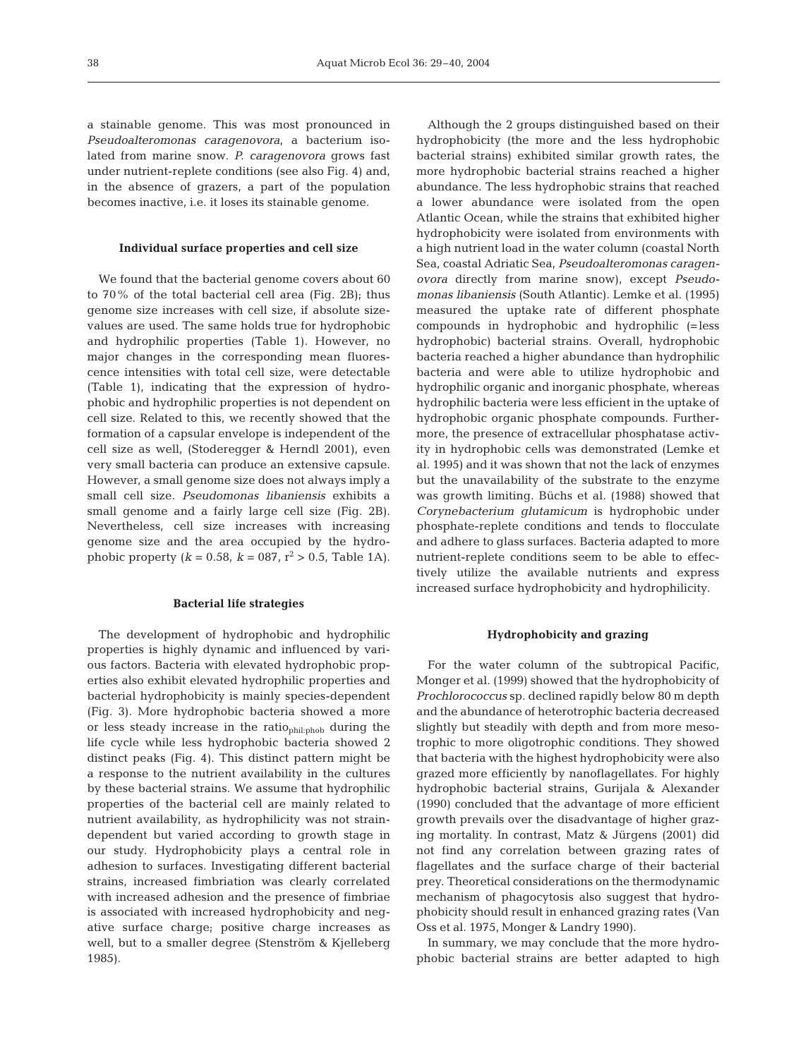a stainable genome. This was most pronounced in *Pseudoalteromonas caragenovora*, a bacterium isolated from marine snow. *P. caragenovora* grows fast under nutrient-replete conditions (see also Fig. 4) and, in the absence of grazers, a part of the population becomes inactive, i.e. it loses its stainable genome.

### Individual surface properties and cell size

We found that the bacterial genome covers about 60 to 70% of the total bacterial cell area (Fig. 2B); thus genome size increases with cell size, if absolute size-values are used. The same holds true for hydrophobic and hydrophilic properties (Table 1). However, no major changes in the corresponding mean fluorescence intensities with total cell size, were detectable (Table 1), indicating that the expression of hydrophobic and hydrophilic properties is not dependent on cell size. Related to this, we recently showed that the formation of a capsular envelope is independent of the cell size as well, (Stoderegger & Herndl 2001), even very small bacteria can produce an extensive capsule. However, a small genome size does not always imply a small cell size. *Pseudomonas libaniensis* exhibits a small genome and a fairly large cell size (Fig. 2B). Nevertheless, cell size increases with increasing genome size and the area occupied by the hydrophobic property ($k = 0.58$, $k = 087$, $r^2 > 0.5$, Table 1A).

### Bacterial life strategies

The development of hydrophobic and hydrophilic properties is highly dynamic and influenced by various factors. Bacteria with elevated hydrophobic properties also exhibit elevated hydrophilic properties and bacterial hydrophobicity is mainly species-dependent (Fig. 3). More hydrophobic bacteria showed a more or less steady increase in the $\text{ratio}_{\text{phil:phob}}$ during the life cycle while less hydrophobic bacteria showed 2 distinct peaks (Fig. 4). This distinct pattern might be a response to the nutrient availability in the cultures by these bacterial strains. We assume that hydrophilic properties of the bacterial cell are mainly related to nutrient availability, as hydrophilicity was not strain-dependent but varied according to growth stage in our study. Hydrophobicity plays a central role in adhesion to surfaces. Investigating different bacterial strains, increased fimbriation was clearly correlated with increased adhesion and the presence of fimbriae is associated with increased hydrophobicity and negative surface charge; positive charge increases as well, but to a smaller degree (Stenström & Kjelleberg 1985).

Although the 2 groups distinguished based on their hydrophobicity (the more and the less hydrophobic bacterial strains) exhibited similar growth rates, the more hydrophobic bacterial strains reached a higher abundance. The less hydrophobic strains that reached a lower abundance were isolated from the open Atlantic Ocean, while the strains that exhibited higher hydrophobicity were isolated from environments with a high nutrient load in the water column (coastal North Sea, coastal Adriatic Sea, *Pseudoalteromonas caragenovora* directly from marine snow), except *Pseudomonas libaniensis* (South Atlantic). Lemke et al. (1995) measured the uptake rate of different phosphate compounds in hydrophobic and hydrophilic (=less hydrophobic) bacterial strains. Overall, hydrophobic bacteria reached a higher abundance than hydrophilic bacteria and were able to utilize hydrophobic and hydrophilic organic and inorganic phosphate, whereas hydrophilic bacteria were less efficient in the uptake of hydrophobic organic phosphate compounds. Furthermore, the presence of extracellular phosphatase activity in hydrophobic cells was demonstrated (Lemke et al. 1995) and it was shown that not the lack of enzymes but the unavailability of the substrate to the enzyme was growth limiting. Büchs et al. (1988) showed that *Corynebacterium glutamicum* is hydrophobic under phosphate-replete conditions and tends to flocculate and adhere to glass surfaces. Bacteria adapted to more nutrient-replete conditions seem to be able to effectively utilize the available nutrients and express increased surface hydrophobicity and hydrophilicity.

### Hydrophobicity and grazing

For the water column of the subtropical Pacific, Monger et al. (1999) showed that the hydrophobicity of *Prochlorococcus* sp. declined rapidly below 80 m depth and the abundance of heterotrophic bacteria decreased slightly but steadily with depth and from more mesotrophic to more oligotrophic conditions. They showed that bacteria with the highest hydrophobicity were also grazed more efficiently by nanoflagellates. For highly hydrophobic bacterial strains, Gurijala & Alexander (1990) concluded that the advantage of more efficient growth prevails over the disadvantage of higher grazing mortality. In contrast, Matz & Jürgens (2001) did not find any correlation between grazing rates of flagellates and the surface charge of their bacterial prey. Theoretical considerations on the thermodynamic mechanism of phagocytosis also suggest that hydrophobicity should result in enhanced grazing rates (Van Oss et al. 1975, Monger & Landry 1990).

In summary, we may conclude that the more hydrophobic bacterial strains are better adapted to high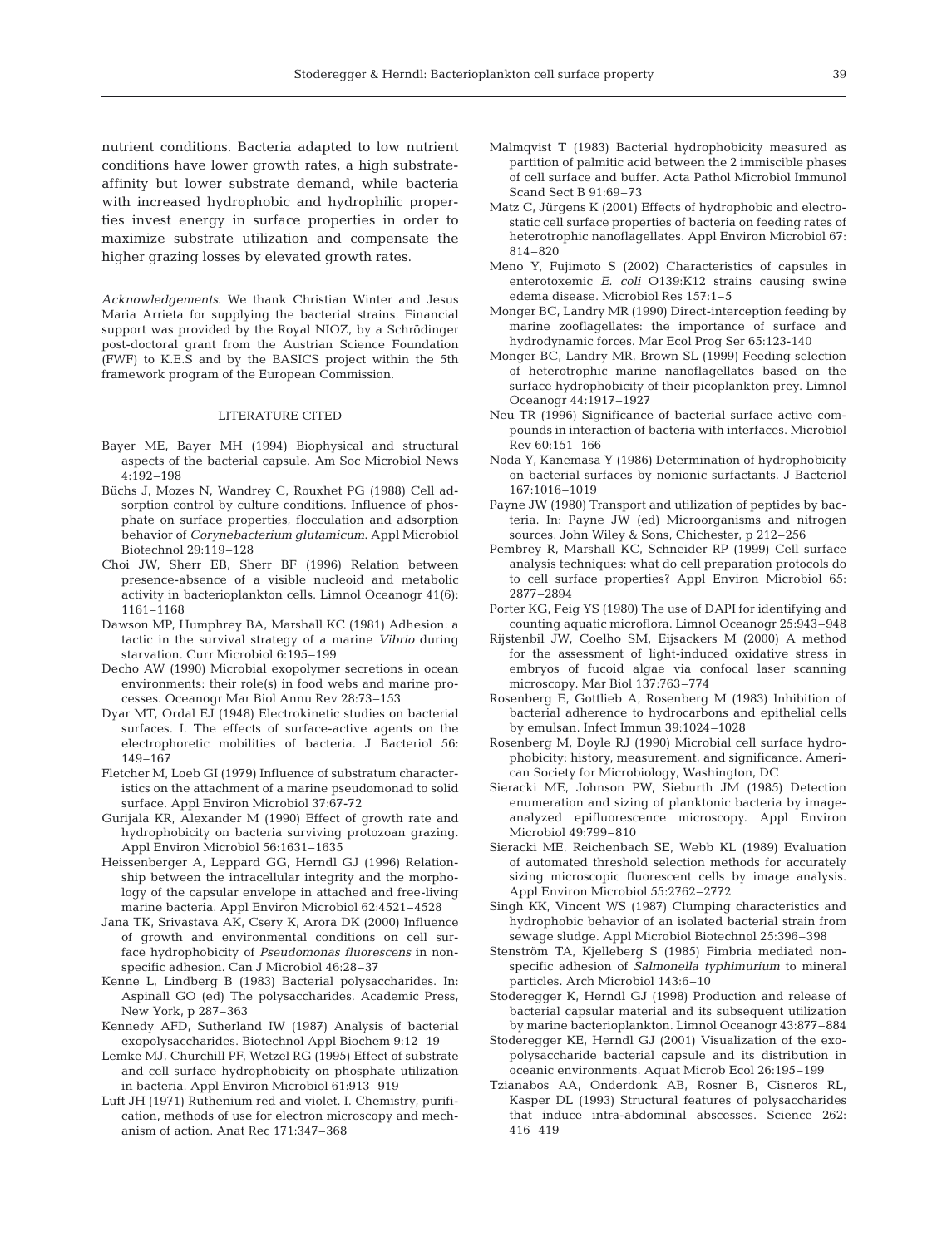nutrient conditions. Bacteria adapted to low nutrient conditions have lower growth rates, a high substrate-affinity but lower substrate demand, while bacteria with increased hydrophobic and hydrophilic properties invest energy in surface properties in order to maximize substrate utilization and compensate the higher grazing losses by elevated growth rates.

*Acknowledgements.* We thank Christian Winter and Jesus Maria Arrieta for supplying the bacterial strains. Financial support was provided by the Royal NIOZ, by a Schrödinger post-doctoral grant from the Austrian Science Foundation (FWF) to K.E.S and by the BASICS project within the 5th framework program of the European Commission.

## LITERATURE CITED

Bayer ME, Bayer MH (1994) Biophysical and structural aspects of the bacterial capsule. Am Soc Microbiol News 4:192–198

Büchs J, Mozes N, Wandrey C, Rouxhet PG (1988) Cell adsorption control by culture conditions. Influence of phosphate on surface properties, flocculation and adsorption behavior of *Corynebacterium glutamicum*. Appl Microbiol Biotechnol 29:119–128

Choi JW, Sherr EB, Sherr BF (1996) Relation between presence-absence of a visible nucleoid and metabolic activity in bacterioplankton cells. Limnol Oceanogr 41(6): 1161–1168

Dawson MP, Humphrey BA, Marshall KC (1981) Adhesion: a tactic in the survival strategy of a marine *Vibrio* during starvation. Curr Microbiol 6:195–199

Decho AW (1990) Microbial exopolymer secretions in ocean environments: their role(s) in food webs and marine processes. Oceanogr Mar Biol Annu Rev 28:73–153

Dyar MT, Ordal EJ (1948) Electrokinetic studies on bacterial surfaces. I. The effects of surface-active agents on the electrophoretic mobilities of bacteria. J Bacteriol 56: 149–167

Fletcher M, Loeb GI (1979) Influence of substratum characteristics on the attachment of a marine pseudomonad to solid surface. Appl Environ Microbiol 37:67-72

Gurijala KR, Alexander M (1990) Effect of growth rate and hydrophobicity on bacteria surviving protozoan grazing. Appl Environ Microbiol 56:1631–1635

Heissenberger A, Leppard GG, Herndl GJ (1996) Relationship between the intracellular integrity and the morphology of the capsular envelope in attached and free-living marine bacteria. Appl Environ Microbiol 62:4521–4528

Jana TK, Srivastava AK, Csery K, Arora DK (2000) Influence of growth and environmental conditions on cell surface hydrophobicity of *Pseudomonas fluorescens* in non-specific adhesion. Can J Microbiol 46:28–37

Kenne L, Lindberg B (1983) Bacterial polysaccharides. In: Aspinall GO (ed) The polysaccharides. Academic Press, New York, p 287–363

Kennedy AFD, Sutherland IW (1987) Analysis of bacterial exopolysaccharides. Biotechnol Appl Biochem 9:12–19

Lemke MJ, Churchill PF, Wetzel RG (1995) Effect of substrate and cell surface hydrophobicity on phosphate utilization in bacteria. Appl Environ Microbiol 61:913–919

Luft JH (1971) Ruthenium red and violet. I. Chemistry, purification, methods of use for electron microscopy and mechanism of action. Anat Rec 171:347–368

Malmqvist T (1983) Bacterial hydrophobicity measured as partition of palmitic acid between the 2 immiscible phases of cell surface and buffer. Acta Pathol Microbiol Immunol Scand Sect B 91:69–73

Matz C, Jürgens K (2001) Effects of hydrophobic and electrostatic cell surface properties of bacteria on feeding rates of heterotrophic nanoflagellates. Appl Environ Microbiol 67: 814–820

Meno Y, Fujimoto S (2002) Characteristics of capsules in enterotoxemic *E. coli* O139:K12 strains causing swine edema disease. Microbiol Res 157:1–5

Monger BC, Landry MR (1990) Direct-interception feeding by marine zooflagellates: the importance of surface and hydrodynamic forces. Mar Ecol Prog Ser 65:123-140

Monger BC, Landry MR, Brown SL (1999) Feeding selection of heterotrophic marine nanoflagellates based on the surface hydrophobicity of their picoplankton prey. Limnol Oceanogr 44:1917–1927

Neu TR (1996) Significance of bacterial surface active compounds in interaction of bacteria with interfaces. Microbiol Rev 60:151–166

Noda Y, Kanemasa Y (1986) Determination of hydrophobicity on bacterial surfaces by nonionic surfactants. J Bacteriol 167:1016–1019

Payne JW (1980) Transport and utilization of peptides by bacteria. In: Payne JW (ed) Microorganisms and nitrogen sources. John Wiley & Sons, Chichester, p 212–256

Pembrey R, Marshall KC, Schneider RP (1999) Cell surface analysis techniques: what do cell preparation protocols do to cell surface properties? Appl Environ Microbiol 65: 2877–2894

Porter KG, Feig YS (1980) The use of DAPI for identifying and counting aquatic microflora. Limnol Oceanogr 25:943–948

Rijstenbil JW, Coelho SM, Eijsackers M (2000) A method for the assessment of light-induced oxidative stress in embryos of fucoid algae via confocal laser scanning microscopy. Mar Biol 137:763–774

Rosenberg E, Gottlieb A, Rosenberg M (1983) Inhibition of bacterial adherence to hydrocarbons and epithelial cells by emulsan. Infect Immun 39:1024–1028

Rosenberg M, Doyle RJ (1990) Microbial cell surface hydrophobicity: history, measurement, and significance. American Society for Microbiology, Washington, DC

Sieracki ME, Johnson PW, Sieburth JM (1985) Detection enumeration and sizing of planktonic bacteria by image-analyzed epifluorescence microscopy. Appl Environ Microbiol 49:799–810

Sieracki ME, Reichenbach SE, Webb KL (1989) Evaluation of automated threshold selection methods for accurately sizing microscopic fluorescent cells by image analysis. Appl Environ Microbiol 55:2762–2772

Singh KK, Vincent WS (1987) Clumping characteristics and hydrophobic behavior of an isolated bacterial strain from sewage sludge. Appl Microbiol Biotechnol 25:396–398

Stenström TA, Kjelleberg S (1985) Fimbria mediated non-specific adhesion of *Salmonella typhimurium* to mineral particles. Arch Microbiol 143:6–10

Stoderegger K, Herndl GJ (1998) Production and release of bacterial capsular material and its subsequent utilization by marine bacterioplankton. Limnol Oceanogr 43:877–884

Stoderegger KE, Herndl GJ (2001) Visualization of the exopolysaccharide bacterial capsule and its distribution in oceanic environments. Aquat Microb Ecol 26:195–199

Tzianabos AA, Onderdonk AB, Rosner B, Cisneros RL, Kasper DL (1993) Structural features of polysaccharides that induce intra-abdominal abscesses. Science 262: 416–419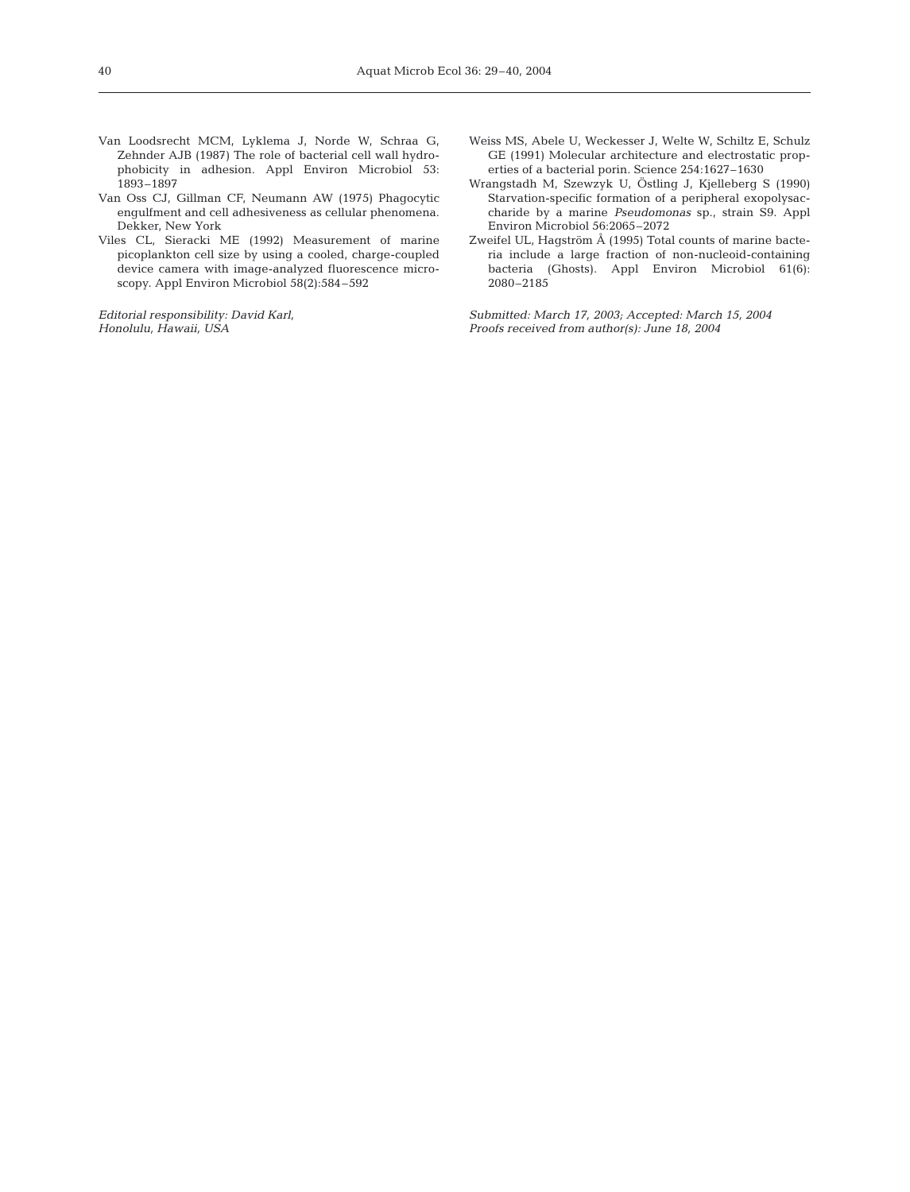Van Loodsrecht MCM, Lyklema J, Norde W, Schraa G, Zehnder AJB (1987) The role of bacterial cell wall hydrophobicity in adhesion. Appl Environ Microbiol 53: 1893–1897

Van Oss CJ, Gillman CF, Neumann AW (1975) Phagocytic engulfment and cell adhesiveness as cellular phenomena. Dekker, New York

Viles CL, Sieracki ME (1992) Measurement of marine picoplankton cell size by using a cooled, charge-coupled device camera with image-analyzed fluorescence microscopy. Appl Environ Microbiol 58(2):584–592

Weiss MS, Abele U, Weckesser J, Welte W, Schiltz E, Schulz GE (1991) Molecular architecture and electrostatic properties of a bacterial porin. Science 254:1627–1630

Wrangstadh M, Szewzyk U, Östling J, Kjelleberg S (1990) Starvation-specific formation of a peripheral exopolysaccharide by a marine *Pseudomonas* sp., strain S9. Appl Environ Microbiol 56:2065–2072

Zweifel UL, Hagström Å (1995) Total counts of marine bacteria include a large fraction of non-nucleoid-containing bacteria (Ghosts). Appl Environ Microbiol 61(6): 2080–2185

*Editorial responsibility: David Karl, Honolulu, Hawaii, USA*

*Submitted: March 17, 2003; Accepted: March 15, 2004*
*Proofs received from author(s): June 18, 2004*